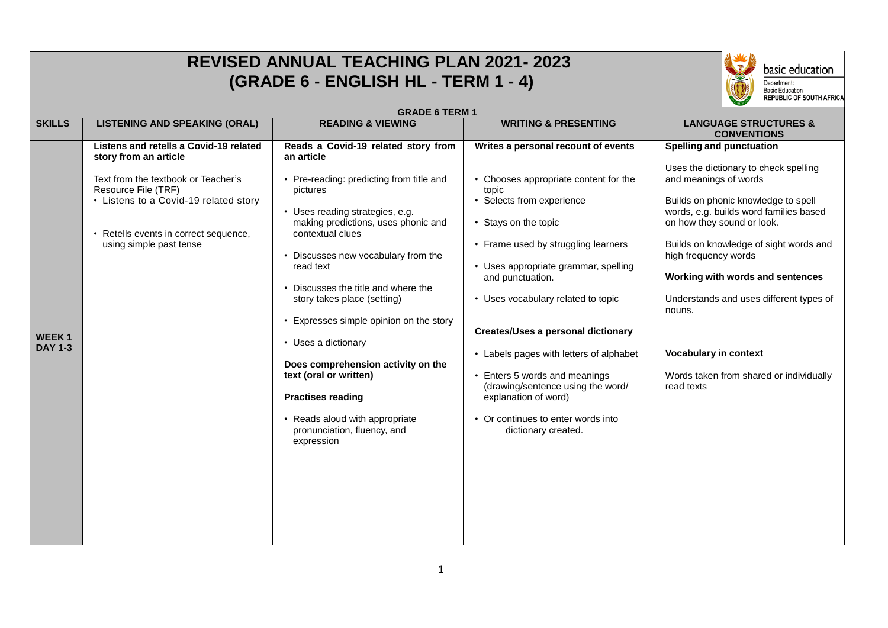# REVISED ANNUAL TEACHING PLAN 2021- 2023
# (GRADE 6 - ENGLISH HL - TERM 1 - 4)

basic education

Department: Basic Education REPUBLIC OF SOUTH AFRICA

| GRADE 6 TERM 1 | | | | |
|---|---|---|---|---|
| **SKILLS** | **LISTENING AND SPEAKING (ORAL)** | **READING & VIEWING** | **WRITING & PRESENTING** | **LANGUAGE STRUCTURES & CONVENTIONS** |
| **WEEK 1 DAY 1-3** | **Listens and retells a Covid-19 related story from an article**<br><br>Text from the textbook or Teacher's Resource File (TRF)<br>• Listens to a Covid-19 related story<br><br>• Retells events in correct sequence, using simple past tense | **Reads a Covid-19 related story from an article**<br><br>• Pre-reading: predicting from title and pictures<br>• Uses reading strategies, e.g. making predictions, uses phonic and contextual clues<br>• Discusses new vocabulary from the read text<br>• Discusses the title and where the story takes place (setting)<br>• Expresses simple opinion on the story<br>• Uses a dictionary<br><br>**Does comprehension activity on the text (oral or written)**<br><br>**Practises reading**<br><br>• Reads aloud with appropriate pronunciation, fluency, and expression | **Writes a personal recount of events**<br><br>• Chooses appropriate content for the topic<br>• Selects from experience<br>• Stays on the topic<br>• Frame used by struggling learners<br>• Uses appropriate grammar, spelling and punctuation.<br>• Uses vocabulary related to topic<br><br>**Creates/Uses a personal dictionary**<br><br>• Labels pages with letters of alphabet<br>• Enters 5 words and meanings (drawing/sentence using the word/ explanation of word)<br>• Or continues to enter words into dictionary created. | **Spelling and punctuation**<br><br>Uses the dictionary to check spelling and meanings of words<br><br>Builds on phonic knowledge to spell words, e.g. builds word families based on how they sound or look.<br><br>Builds on knowledge of sight words and high frequency words<br><br>**Working with words and sentences**<br><br>Understands and uses different types of nouns.<br><br>**Vocabulary in context**<br><br>Words taken from shared or individually read texts |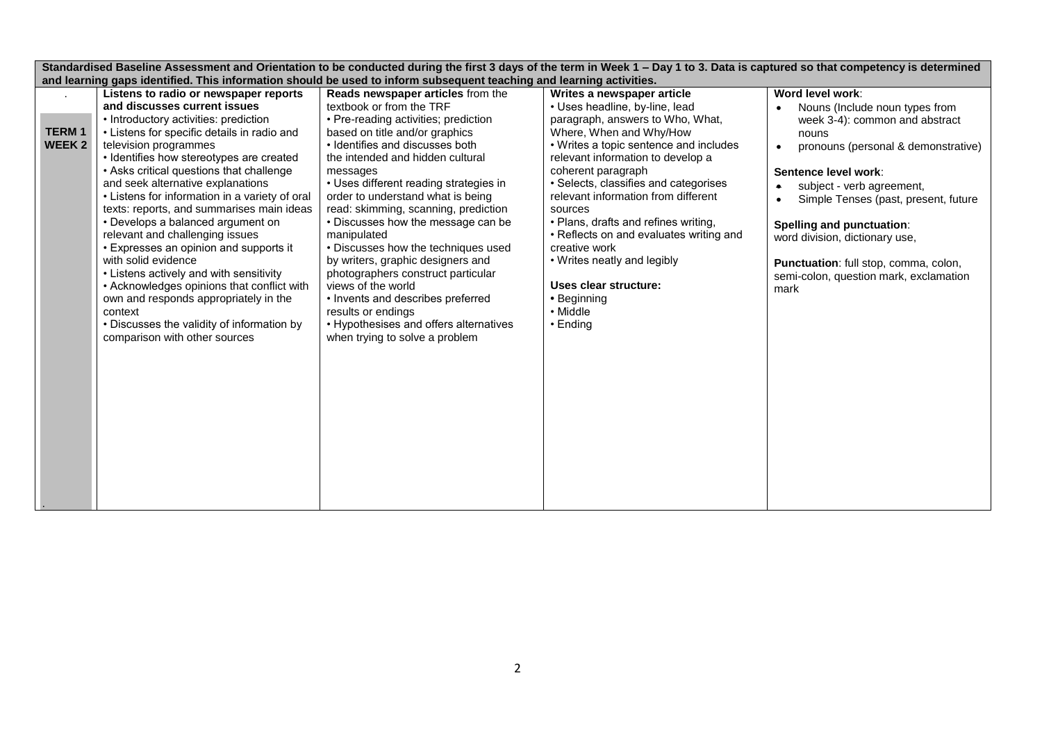| Standardised Baseline Assessment and Orientation to be conducted during the first 3 days of the term in Week 1 – Day 1 to 3. Data is captured so that competency is determined and learning gaps identified. This information should be used to inform subsequent teaching and learning activities. | | | | |
|---|---|---|---|---|
| **TERM 1 WEEK 2** | **Listens to radio or newspaper reports and discusses current issues**<br>• Introductory activities: prediction<br>• Listens for specific details in radio and television programmes<br>• Identifies how stereotypes are created<br>• Asks critical questions that challenge and seek alternative explanations<br>• Listens for information in a variety of oral texts: reports, and summarises main ideas<br>• Develops a balanced argument on relevant and challenging issues<br>• Expresses an opinion and supports it with solid evidence<br>• Listens actively and with sensitivity<br>• Acknowledges opinions that conflict with own and responds appropriately in the context<br>• Discusses the validity of information by comparison with other sources | **Reads newspaper articles** from the textbook or from the TRF<br>• Pre-reading activities; prediction based on title and/or graphics<br>• Identifies and discusses both the intended and hidden cultural messages<br>• Uses different reading strategies in order to understand what is being read: skimming, scanning, prediction<br>• Discusses how the message can be manipulated<br>• Discusses how the techniques used by writers, graphic designers and photographers construct particular views of the world<br>• Invents and describes preferred results or endings<br>• Hypothesises and offers alternatives when trying to solve a problem | **Writes a newspaper article**<br>• Uses headline, by-line, lead paragraph, answers to Who, What, Where, When and Why/How<br>• Writes a topic sentence and includes relevant information to develop a coherent paragraph<br>• Selects, classifies and categorises relevant information from different sources<br>• Plans, drafts and refines writing,<br>• Reflects on and evaluates writing and creative work<br>• Writes neatly and legibly<br><br>**Uses clear structure:**<br>• Beginning<br>• Middle<br>• Ending | **Word level work**:<br>• Nouns (Include noun types from week 3-4): common and abstract nouns<br>• pronouns (personal & demonstrative)<br><br>**Sentence level work**:<br>• subject - verb agreement,<br>• Simple Tenses (past, present, future<br><br>**Spelling and punctuation**:<br>word division, dictionary use,<br><br>**Punctuation**: full stop, comma, colon, semi-colon, question mark, exclamation mark |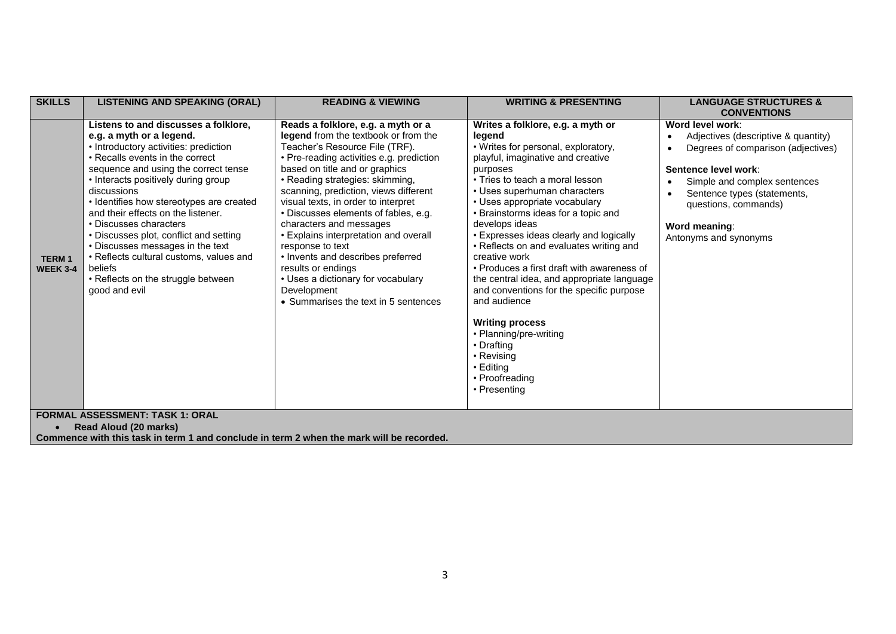| SKILLS | LISTENING AND SPEAKING (ORAL) | READING & VIEWING | WRITING & PRESENTING | LANGUAGE STRUCTURES & CONVENTIONS |
|---|---|---|---|---|
| **TERM 1 WEEK 3-4** | **Listens to and discusses a folklore, e.g. a myth or a legend.**<br>• Introductory activities: prediction<br>• Recalls events in the correct sequence and using the correct tense<br>• Interacts positively during group discussions<br>• Identifies how stereotypes are created and their effects on the listener.<br>• Discusses characters<br>• Discusses plot, conflict and setting<br>• Discusses messages in the text<br>• Reflects cultural customs, values and beliefs<br>• Reflects on the struggle between good and evil | **Reads a folklore, e.g. a myth or a legend** from the textbook or from the Teacher's Resource File (TRF).<br>• Pre-reading activities e.g. prediction based on title and or graphics<br>• Reading strategies: skimming, scanning, prediction, views different visual texts, in order to interpret<br>• Discusses elements of fables, e.g. characters and messages<br>• Explains interpretation and overall response to text<br>• Invents and describes preferred results or endings<br>• Uses a dictionary for vocabulary Development<br>• Summarises the text in 5 sentences | **Writes a folklore, e.g. a myth or legend**<br>• Writes for personal, exploratory, playful, imaginative and creative purposes<br>• Tries to teach a moral lesson<br>• Uses superhuman characters<br>• Uses appropriate vocabulary<br>• Brainstorms ideas for a topic and develops ideas<br>• Expresses ideas clearly and logically<br>• Reflects on and evaluates writing and creative work<br>• Produces a first draft with awareness of the central idea, and appropriate language and conventions for the specific purpose and audience<br><br>**Writing process**<br>• Planning/pre-writing<br>• Drafting<br>• Revising<br>• Editing<br>• Proofreading<br>• Presenting | **Word level work**:<br>• Adjectives (descriptive & quantity)<br>• Degrees of comparison (adjectives)<br><br>**Sentence level work**:<br>• Simple and complex sentences<br>• Sentence types (statements, questions, commands)<br><br>**Word meaning**:<br>Antonyms and synonyms |
| **FORMAL ASSESSMENT: TASK 1: ORAL**<br>• **Read Aloud (20 marks)**<br>**Commence with this task in term 1 and conclude in term 2 when the mark will be recorded.** | | | | |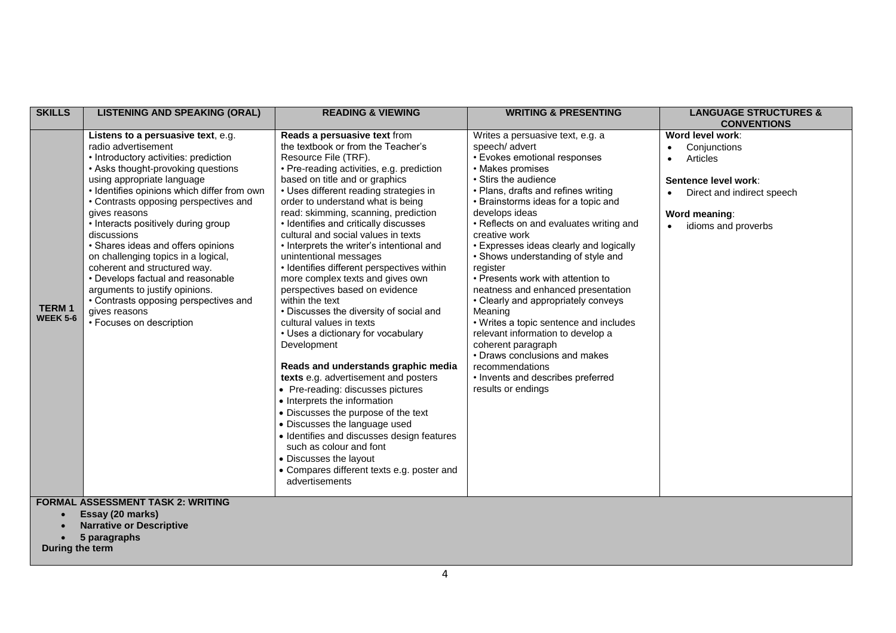| SKILLS | LISTENING AND SPEAKING (ORAL) | READING & VIEWING | WRITING & PRESENTING | LANGUAGE STRUCTURES & CONVENTIONS |
|---|---|---|---|---|
| **TERM 1 WEEK 5-6** | **Listens to a persuasive text**, e.g. radio advertisement<br>• Introductory activities: prediction<br>• Asks thought-provoking questions using appropriate language<br>• Identifies opinions which differ from own<br>• Contrasts opposing perspectives and gives reasons<br>• Interacts positively during group discussions<br>• Shares ideas and offers opinions on challenging topics in a logical, coherent and structured way.<br>• Develops factual and reasonable arguments to justify opinions.<br>• Contrasts opposing perspectives and gives reasons<br>• Focuses on description | **Reads a persuasive text** from the textbook or from the Teacher's Resource File (TRF).<br>• Pre-reading activities, e.g. prediction based on title and or graphics<br>• Uses different reading strategies in order to understand what is being read: skimming, scanning, prediction<br>• Identifies and critically discusses cultural and social values in texts<br>• Interprets the writer's intentional and unintentional messages<br>• Identifies different perspectives within more complex texts and gives own perspectives based on evidence within the text<br>• Discusses the diversity of social and cultural values in texts<br>• Uses a dictionary for vocabulary Development<br><br>**Reads and understands graphic media texts** e.g. advertisement and posters<br>• Pre-reading: discusses pictures<br>• Interprets the information<br>• Discusses the purpose of the text<br>• Discusses the language used<br>• Identifies and discusses design features such as colour and font<br>• Discusses the layout<br>• Compares different texts e.g. poster and advertisements | Writes a persuasive text, e.g. a speech/ advert<br>• Evokes emotional responses<br>• Makes promises<br>• Stirs the audience<br>• Plans, drafts and refines writing<br>• Brainstorms ideas for a topic and develops ideas<br>• Reflects on and evaluates writing and creative work<br>• Expresses ideas clearly and logically<br>• Shows understanding of style and register<br>• Presents work with attention to neatness and enhanced presentation<br>• Clearly and appropriately conveys Meaning<br>• Writes a topic sentence and includes relevant information to develop a coherent paragraph<br>• Draws conclusions and makes recommendations<br>• Invents and describes preferred results or endings | **Word level work**:<br>• Conjunctions<br>• Articles<br><br>**Sentence level work**:<br>• Direct and indirect speech<br><br>**Word meaning**:<br>• idioms and proverbs |

**FORMAL ASSESSMENT TASK 2: WRITING**

- **Essay (20 marks)**
- **Narrative or Descriptive**
- **5 paragraphs**

**During the term**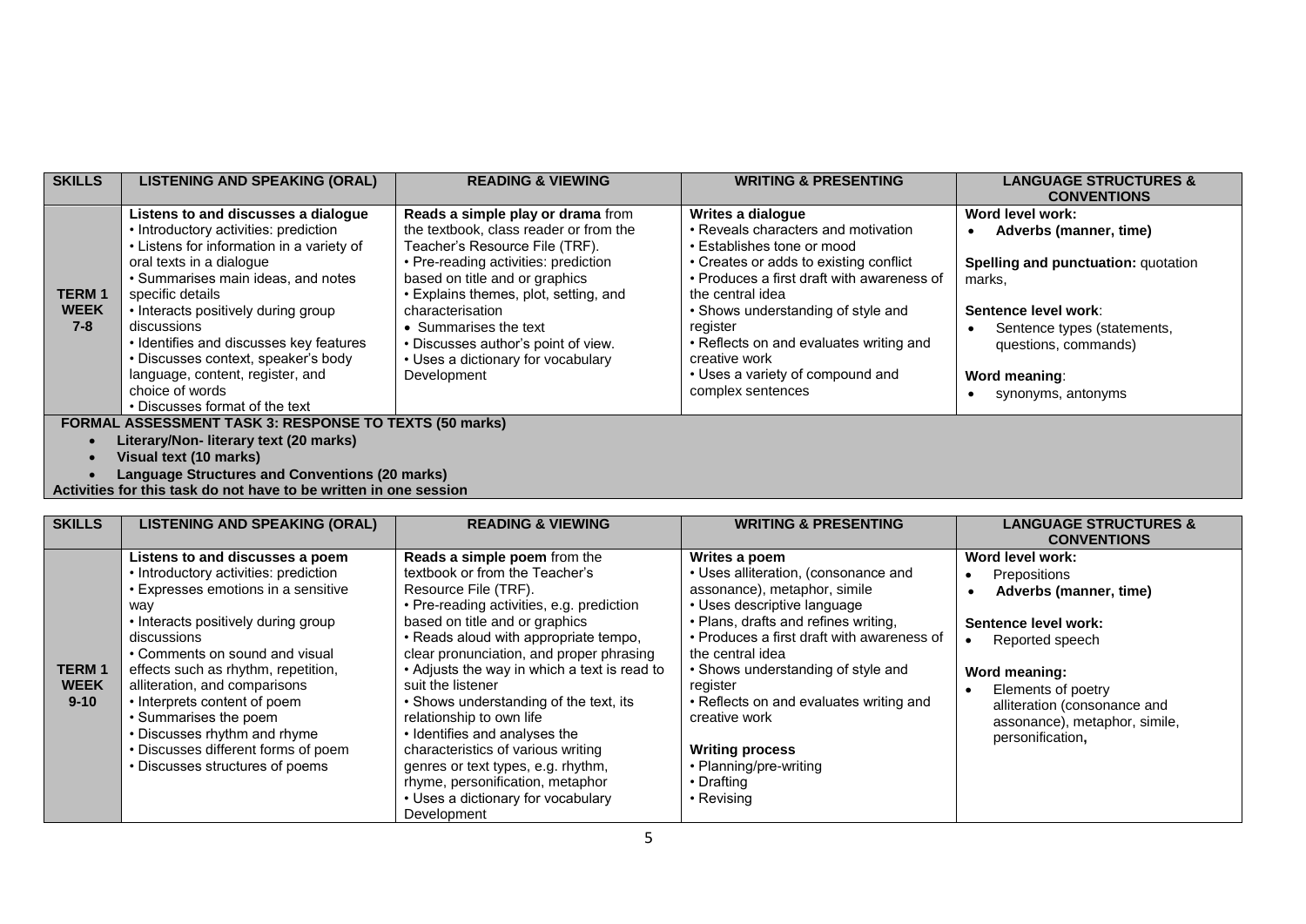| SKILLS | LISTENING AND SPEAKING (ORAL) | READING & VIEWING | WRITING & PRESENTING | LANGUAGE STRUCTURES & CONVENTIONS |
|---|---|---|---|---|
| **TERM 1 WEEK 7-8** | **Listens to and discusses a dialogue**<br>• Introductory activities: prediction<br>• Listens for information in a variety of oral texts in a dialogue<br>• Summarises main ideas, and notes specific details<br>• Interacts positively during group discussions<br>• Identifies and discusses key features<br>• Discusses context, speaker's body language, content, register, and choice of words<br>• Discusses format of the text | **Reads a simple play or drama** from the textbook, class reader or from the Teacher's Resource File (TRF).<br>• Pre-reading activities: prediction based on title and or graphics<br>• Explains themes, plot, setting, and characterisation<br>• Summarises the text<br>• Discusses author's point of view.<br>• Uses a dictionary for vocabulary Development | **Writes a dialogue**<br>• Reveals characters and motivation<br>• Establishes tone or mood<br>• Creates or adds to existing conflict<br>• Produces a first draft with awareness of the central idea<br>• Shows understanding of style and register<br>• Reflects on and evaluates writing and creative work<br>• Uses a variety of compound and complex sentences | **Word level work:**<br>• **Adverbs (manner, time)**<br><br>**Spelling and punctuation:** quotation marks,<br><br>**Sentence level work**:<br>• Sentence types (statements, questions, commands)<br><br>**Word meaning**:<br>• synonyms, antonyms |
| **FORMAL ASSESSMENT TASK 3: RESPONSE TO TEXTS (50 marks)**<br>• **Literary/Non- literary text (20 marks)**<br>• **Visual text (10 marks)**<br>• **Language Structures and Conventions (20 marks)**<br>**Activities for this task do not have to be written in one session** | | | | |

| SKILLS | LISTENING AND SPEAKING (ORAL) | READING & VIEWING | WRITING & PRESENTING | LANGUAGE STRUCTURES & CONVENTIONS |
|---|---|---|---|---|
| **TERM 1 WEEK 9-10** | **Listens to and discusses a poem**<br>• Introductory activities: prediction<br>• Expresses emotions in a sensitive way<br>• Interacts positively during group discussions<br>• Comments on sound and visual effects such as rhythm, repetition, alliteration, and comparisons<br>• Interprets content of poem<br>• Summarises the poem<br>• Discusses rhythm and rhyme<br>• Discusses different forms of poem<br>• Discusses structures of poems | **Reads a simple poem** from the textbook or from the Teacher's Resource File (TRF).<br>• Pre-reading activities, e.g. prediction based on title and or graphics<br>• Reads aloud with appropriate tempo, clear pronunciation, and proper phrasing<br>• Adjusts the way in which a text is read to suit the listener<br>• Shows understanding of the text, its relationship to own life<br>• Identifies and analyses the characteristics of various writing genres or text types, e.g. rhythm, rhyme, personification, metaphor<br>• Uses a dictionary for vocabulary Development | **Writes a poem**<br>• Uses alliteration, (consonance and assonance), metaphor, simile<br>• Uses descriptive language<br>• Plans, drafts and refines writing,<br>• Produces a first draft with awareness of the central idea<br>• Shows understanding of style and register<br>• Reflects on and evaluates writing and creative work<br><br>**Writing process**<br>• Planning/pre-writing<br>• Drafting<br>• Revising | **Word level work:**<br>• Prepositions<br>• **Adverbs (manner, time)**<br><br>**Sentence level work:**<br>• Reported speech<br><br>**Word meaning:**<br>• Elements of poetry alliteration (consonance and assonance), metaphor, simile, personification**,** |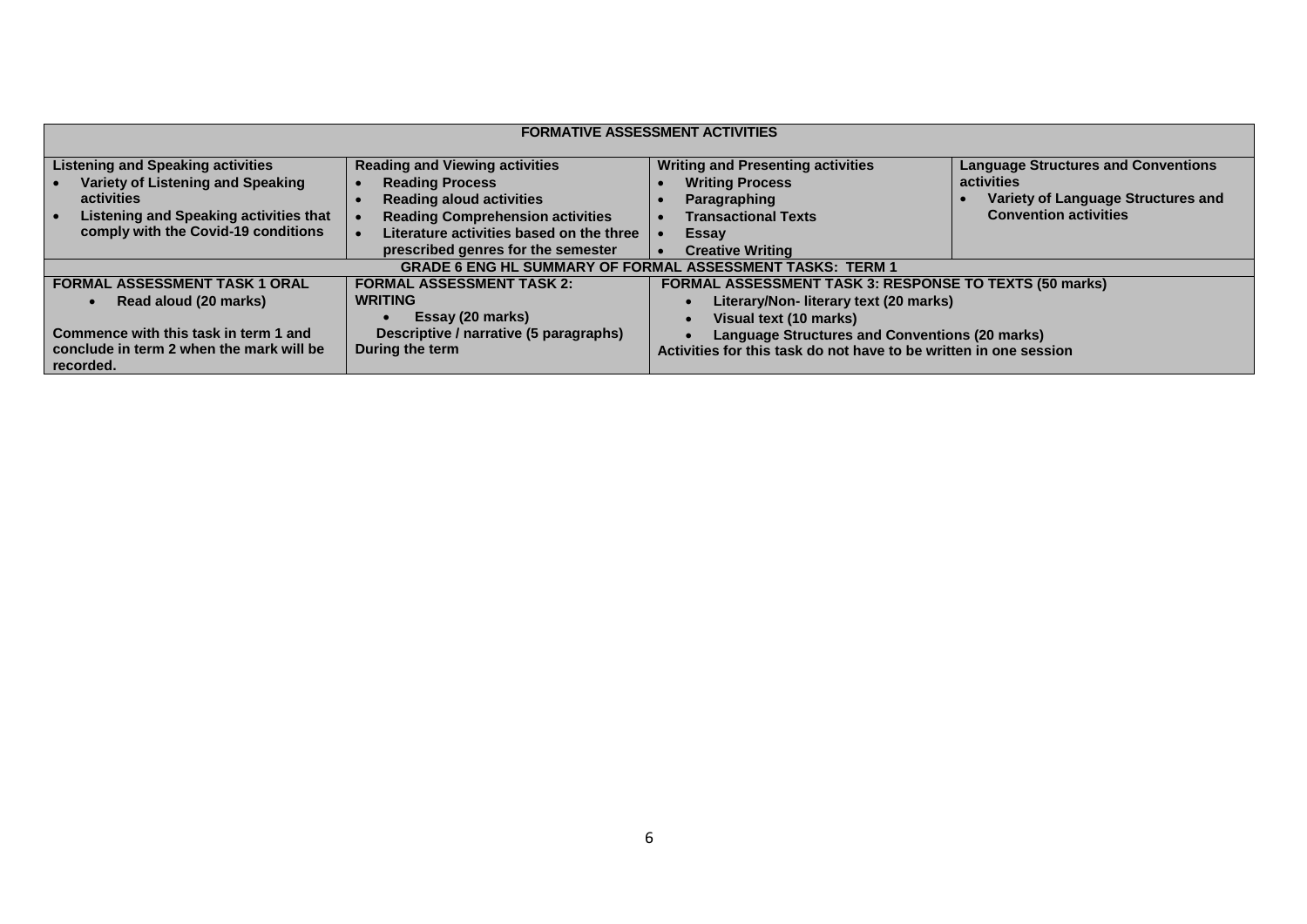| FORMATIVE ASSESSMENT ACTIVITIES | | | |
|---|---|---|---|
| **Listening and Speaking activities**<br>• Variety of Listening and Speaking activities<br>• Listening and Speaking activities that comply with the Covid-19 conditions | **Reading and Viewing activities**<br>• Reading Process<br>• Reading aloud activities<br>• Reading Comprehension activities<br>• Literature activities based on the three prescribed genres for the semester | **Writing and Presenting activities**<br>• Writing Process<br>• Paragraphing<br>• Transactional Texts<br>• Essay<br>• Creative Writing | **Language Structures and Conventions activities**<br>• Variety of Language Structures and Convention activities |
| **GRADE 6 ENG HL SUMMARY OF FORMAL ASSESSMENT TASKS: TERM 1** | | | |
| **FORMAL ASSESSMENT TASK 1 ORAL**<br>• Read aloud (20 marks)<br><br>Commence with this task in term 1 and conclude in term 2 when the mark will be recorded. | **FORMAL ASSESSMENT TASK 2: WRITING**<br>• Essay (20 marks)<br>Descriptive / narrative (5 paragraphs)<br>During the term | **FORMAL ASSESSMENT TASK 3: RESPONSE TO TEXTS (50 marks)**<br>• Literary/Non- literary text (20 marks)<br>• Visual text (10 marks)<br>• Language Structures and Conventions (20 marks)<br>Activities for this task do not have to be written in one session | |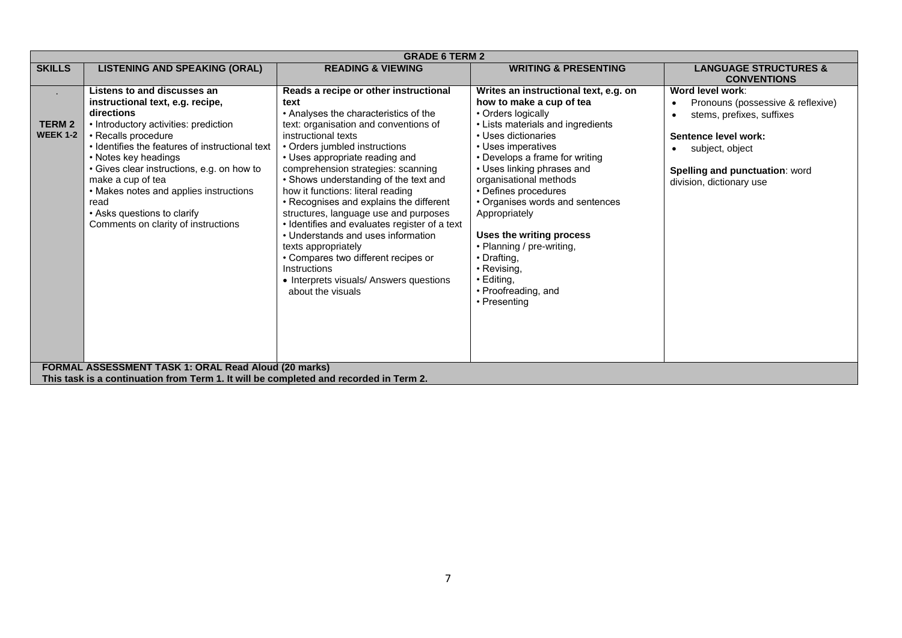| GRADE 6 TERM 2 | | | | |
|---|---|---|---|---|
| **SKILLS** | **LISTENING AND SPEAKING (ORAL)** | **READING & VIEWING** | **WRITING & PRESENTING** | **LANGUAGE STRUCTURES & CONVENTIONS** |
| . **TERM 2 WEEK 1-2** | **Listens to and discusses an instructional text, e.g. recipe, directions**<br>• Introductory activities: prediction<br>• Recalls procedure<br>• Identifies the features of instructional text<br>• Notes key headings<br>• Gives clear instructions, e.g. on how to make a cup of tea<br>• Makes notes and applies instructions read<br>• Asks questions to clarify<br>Comments on clarity of instructions | **Reads a recipe or other instructional text**<br>• Analyses the characteristics of the text: organisation and conventions of instructional texts<br>• Orders jumbled instructions<br>• Uses appropriate reading and comprehension strategies: scanning<br>• Shows understanding of the text and how it functions: literal reading<br>• Recognises and explains the different structures, language use and purposes<br>• Identifies and evaluates register of a text<br>• Understands and uses information texts appropriately<br>• Compares two different recipes or Instructions<br>• Interprets visuals/ Answers questions about the visuals | **Writes an instructional text, e.g. on how to make a cup of tea**<br>• Orders logically<br>• Lists materials and ingredients<br>• Uses dictionaries<br>• Uses imperatives<br>• Develops a frame for writing<br>• Uses linking phrases and organisational methods<br>• Defines procedures<br>• Organises words and sentences Appropriately<br><br>**Uses the writing process**<br>• Planning / pre-writing,<br>• Drafting,<br>• Revising,<br>• Editing,<br>• Proofreading, and<br>• Presenting | **Word level work**:<br>• Pronouns (possessive & reflexive)<br>• stems, prefixes, suffixes<br><br>**Sentence level work:**<br>• subject, object<br><br>**Spelling and punctuation**: word division, dictionary use |
| **FORMAL ASSESSMENT TASK 1: ORAL Read Aloud (20 marks)**<br>**This task is a continuation from Term 1. It will be completed and recorded in Term 2.** | | | | |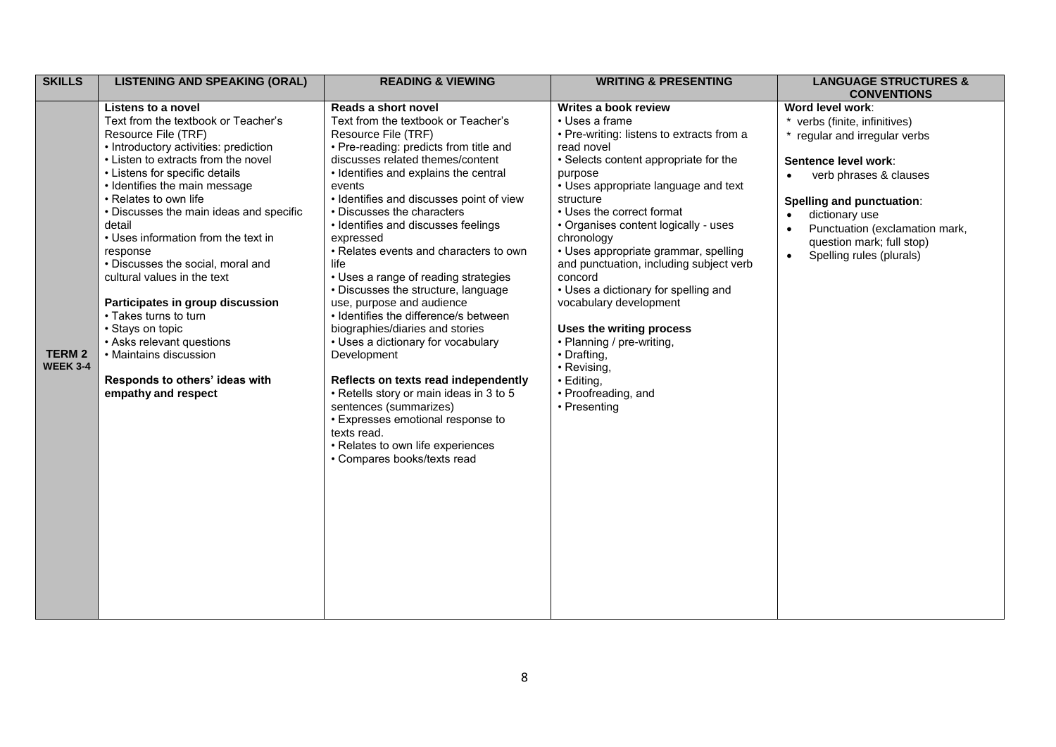| SKILLS | LISTENING AND SPEAKING (ORAL) | READING & VIEWING | WRITING & PRESENTING | LANGUAGE STRUCTURES & CONVENTIONS |
|---|---|---|---|---|
| **TERM 2 WEEK 3-4** | **Listens to a novel**<br>Text from the textbook or Teacher's Resource File (TRF)<br>• Introductory activities: prediction<br>• Listen to extracts from the novel<br>• Listens for specific details<br>• Identifies the main message<br>• Relates to own life<br>• Discusses the main ideas and specific detail<br>• Uses information from the text in response<br>• Discusses the social, moral and cultural values in the text<br><br>**Participates in group discussion**<br>• Takes turns to turn<br>• Stays on topic<br>• Asks relevant questions<br>• Maintains discussion<br><br>**Responds to others' ideas with empathy and respect** | **Reads a short novel**<br>Text from the textbook or Teacher's Resource File (TRF)<br>• Pre-reading: predicts from title and discusses related themes/content<br>• Identifies and explains the central events<br>• Identifies and discusses point of view<br>• Discusses the characters<br>• Identifies and discusses feelings expressed<br>• Relates events and characters to own life<br>• Uses a range of reading strategies<br>• Discusses the structure, language use, purpose and audience<br>• Identifies the difference/s between biographies/diaries and stories<br>• Uses a dictionary for vocabulary Development<br><br>**Reflects on texts read independently**<br>• Retells story or main ideas in 3 to 5 sentences (summarizes)<br>• Expresses emotional response to texts read.<br>• Relates to own life experiences<br>• Compares books/texts read | **Writes a book review**<br>• Uses a frame<br>• Pre-writing: listens to extracts from a read novel<br>• Selects content appropriate for the purpose<br>• Uses appropriate language and text structure<br>• Uses the correct format<br>• Organises content logically - uses chronology<br>• Uses appropriate grammar, spelling and punctuation, including subject verb concord<br>• Uses a dictionary for spelling and vocabulary development<br><br>**Uses the writing process**<br>• Planning / pre-writing,<br>• Drafting,<br>• Revising,<br>• Editing,<br>• Proofreading, and<br>• Presenting | **Word level work**:<br>* verbs (finite, infinitives)<br>* regular and irregular verbs<br><br>**Sentence level work**:<br>• verb phrases & clauses<br><br>**Spelling and punctuation**:<br>• dictionary use<br>• Punctuation (exclamation mark, question mark; full stop)<br>• Spelling rules (plurals) |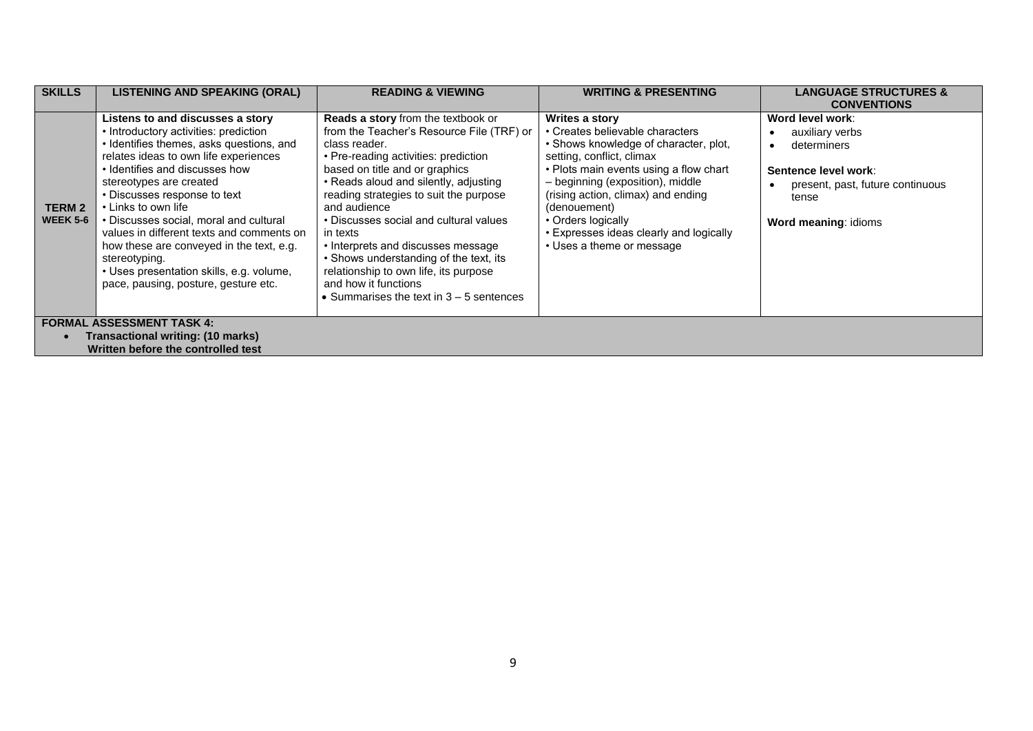| SKILLS | LISTENING AND SPEAKING (ORAL) | READING & VIEWING | WRITING & PRESENTING | LANGUAGE STRUCTURES & CONVENTIONS |
|---|---|---|---|---|
| **TERM 2 WEEK 5-6** | **Listens to and discusses a story**<br>• Introductory activities: prediction<br>• Identifies themes, asks questions, and relates ideas to own life experiences<br>• Identifies and discusses how stereotypes are created<br>• Discusses response to text<br>• Links to own life<br>• Discusses social, moral and cultural values in different texts and comments on how these are conveyed in the text, e.g. stereotyping.<br>• Uses presentation skills, e.g. volume, pace, pausing, posture, gesture etc. | **Reads a story** from the textbook or from the Teacher's Resource File (TRF) or class reader.<br>• Pre-reading activities: prediction based on title and or graphics<br>• Reads aloud and silently, adjusting reading strategies to suit the purpose and audience<br>• Discusses social and cultural values in texts<br>• Interprets and discusses message<br>• Shows understanding of the text, its relationship to own life, its purpose and how it functions<br>• Summarises the text in 3 – 5 sentences | **Writes a story**<br>• Creates believable characters<br>• Shows knowledge of character, plot, setting, conflict, climax<br>• Plots main events using a flow chart – beginning (exposition), middle (rising action, climax) and ending (denouement)<br>• Orders logically<br>• Expresses ideas clearly and logically<br>• Uses a theme or message | **Word level work**:<br>• auxiliary verbs<br>• determiners<br><br>**Sentence level work**:<br>• present, past, future continuous tense<br><br>**Word meaning**: idioms |
| **FORMAL ASSESSMENT TASK 4:**<br>• **Transactional writing: (10 marks)**<br>**Written before the controlled test** | | | | |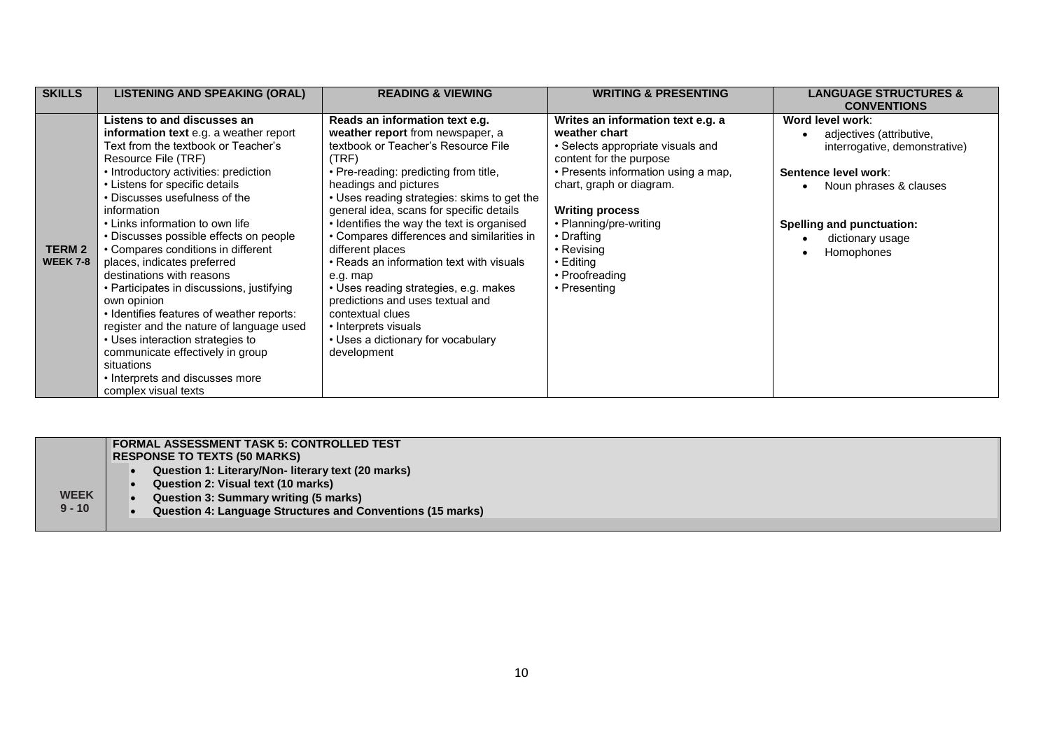| SKILLS | LISTENING AND SPEAKING (ORAL) | READING & VIEWING | WRITING & PRESENTING | LANGUAGE STRUCTURES & CONVENTIONS |
|---|---|---|---|---|
| **TERM 2 WEEK 7-8** | **Listens to and discusses an information text** e.g. a weather report Text from the textbook or Teacher's Resource File (TRF)<br>• Introductory activities: prediction<br>• Listens for specific details<br>• Discusses usefulness of the information<br>• Links information to own life<br>• Discusses possible effects on people<br>• Compares conditions in different places, indicates preferred destinations with reasons<br>• Participates in discussions, justifying own opinion<br>• Identifies features of weather reports: register and the nature of language used<br>• Uses interaction strategies to communicate effectively in group situations<br>• Interprets and discusses more complex visual texts | **Reads an information text e.g. weather report** from newspaper, a textbook or Teacher's Resource File (TRF)<br>• Pre-reading: predicting from title, headings and pictures<br>• Uses reading strategies: skims to get the general idea, scans for specific details<br>• Identifies the way the text is organised<br>• Compares differences and similarities in different places<br>• Reads an information text with visuals e.g. map<br>• Uses reading strategies, e.g. makes predictions and uses textual and contextual clues<br>• Interprets visuals<br>• Uses a dictionary for vocabulary development | **Writes an information text e.g. a weather chart**<br>• Selects appropriate visuals and content for the purpose<br>• Presents information using a map, chart, graph or diagram.<br><br>**Writing process**<br>• Planning/pre-writing<br>• Drafting<br>• Revising<br>• Editing<br>• Proofreading<br>• Presenting | **Word level work**:<br>• adjectives (attributive, interrogative, demonstrative)<br><br>**Sentence level work**:<br>• Noun phrases & clauses<br><br>**Spelling and punctuation:**<br>• dictionary usage<br>• Homophones |

| WEEK | |
|---|---|
| **WEEK 9 - 10** | **FORMAL ASSESSMENT TASK 5: CONTROLLED TEST**<br>**RESPONSE TO TEXTS (50 MARKS)**<br>• **Question 1: Literary/Non- literary text (20 marks)**<br>• **Question 2: Visual text (10 marks)**<br>• **Question 3: Summary writing (5 marks)**<br>• **Question 4: Language Structures and Conventions (15 marks)** |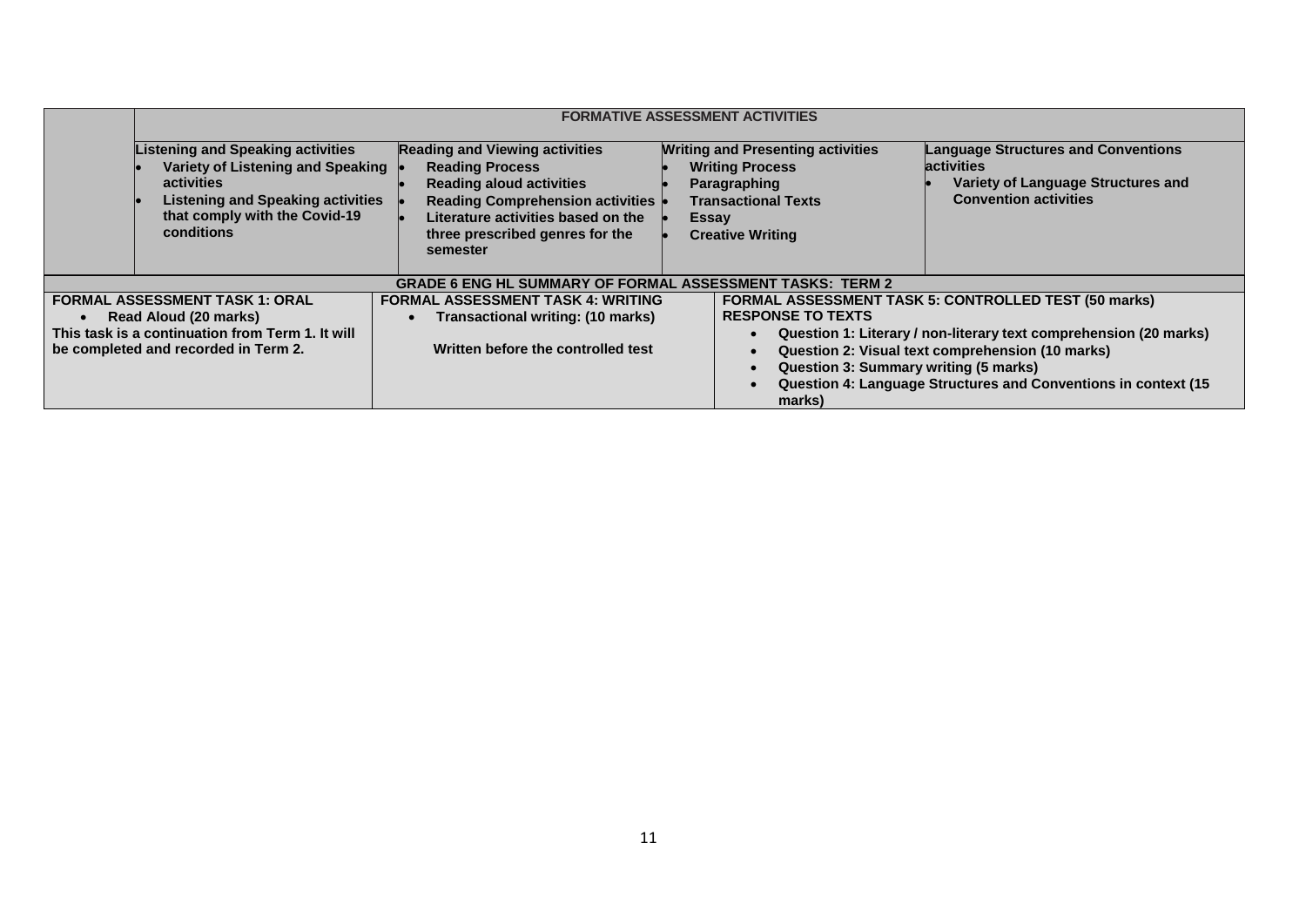| | FORMATIVE ASSESSMENT ACTIVITIES | | | |
|---|---|---|---|---|
| | **Listening and Speaking activities**<br>• Variety of Listening and Speaking activities<br>• Listening and Speaking activities that comply with the Covid-19 conditions | **Reading and Viewing activities**<br>• Reading Process<br>• Reading aloud activities<br>• Reading Comprehension activities<br>• Literature activities based on the three prescribed genres for the semester | **Writing and Presenting activities**<br>• Writing Process<br>• Paragraphing<br>• Transactional Texts<br>• Essay<br>• Creative Writing | **Language Structures and Conventions activities**<br>• Variety of Language Structures and Convention activities |

| GRADE 6 ENG HL SUMMARY OF FORMAL ASSESSMENT TASKS: TERM 2 | | |
|---|---|---|
| **FORMAL ASSESSMENT TASK 1: ORAL**<br>• Read Aloud (20 marks)<br>This task is a continuation from Term 1. It will be completed and recorded in Term 2. | **FORMAL ASSESSMENT TASK 4: WRITING**<br>• Transactional writing: (10 marks)<br><br>Written before the controlled test | **FORMAL ASSESSMENT TASK 5: CONTROLLED TEST (50 marks)**<br>**RESPONSE TO TEXTS**<br>• Question 1: Literary / non-literary text comprehension (20 marks)<br>• Question 2: Visual text comprehension (10 marks)<br>• Question 3: Summary writing (5 marks)<br>• Question 4: Language Structures and Conventions in context (15 marks) |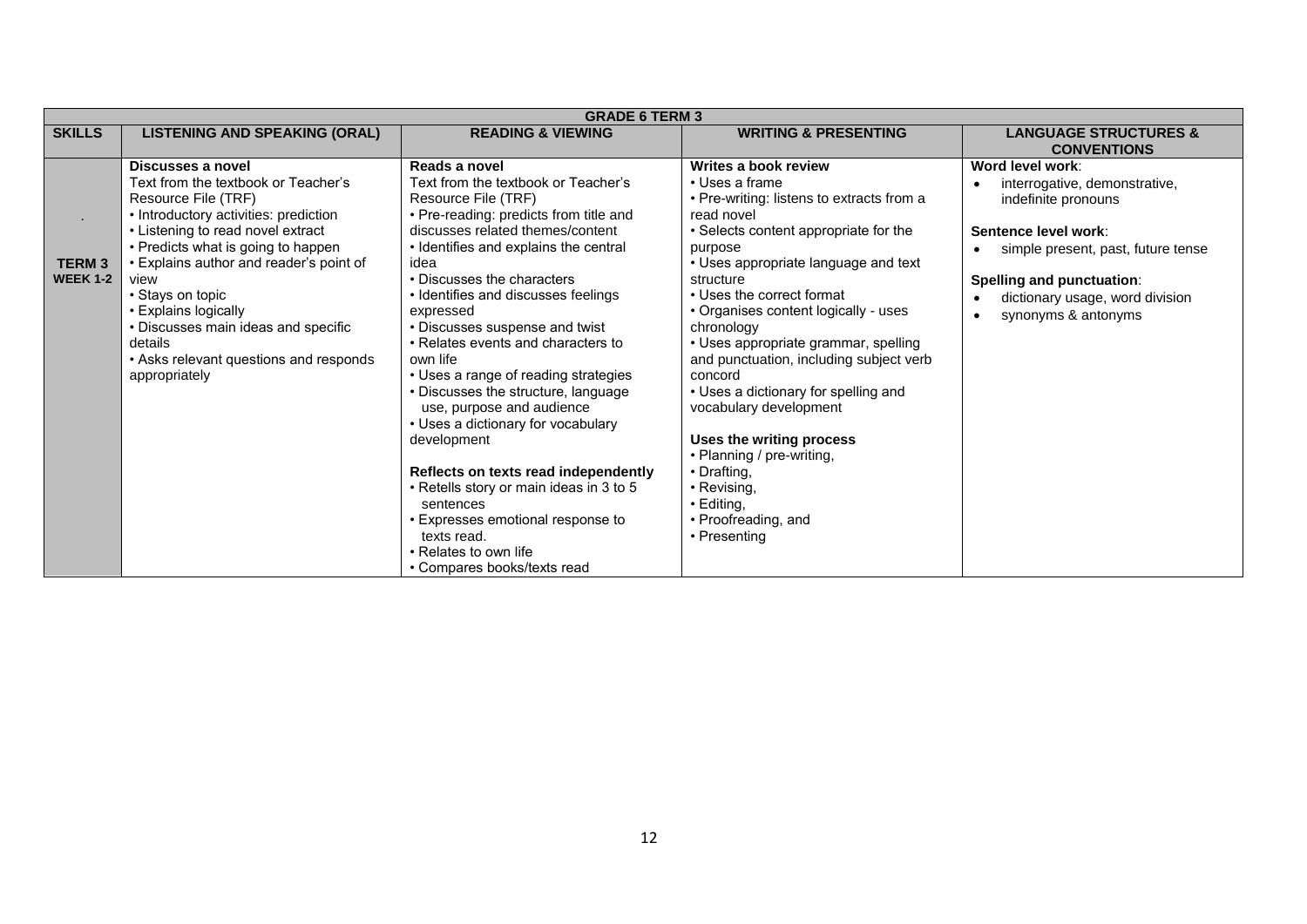| GRADE 6 TERM 3 | | | | |
|---|---|---|---|---|
| **SKILLS** | **LISTENING AND SPEAKING (ORAL)** | **READING & VIEWING** | **WRITING & PRESENTING** | **LANGUAGE STRUCTURES & CONVENTIONS** |
| . **TERM 3 WEEK 1-2** | **Discusses a novel**<br>Text from the textbook or Teacher's Resource File (TRF)<br>• Introductory activities: prediction<br>• Listening to read novel extract<br>• Predicts what is going to happen<br>• Explains author and reader's point of view<br>• Stays on topic<br>• Explains logically<br>• Discusses main ideas and specific details<br>• Asks relevant questions and responds appropriately | **Reads a novel**<br>Text from the textbook or Teacher's Resource File (TRF)<br>• Pre-reading: predicts from title and discusses related themes/content<br>• Identifies and explains the central idea<br>• Discusses the characters<br>• Identifies and discusses feelings expressed<br>• Discusses suspense and twist<br>• Relates events and characters to own life<br>• Uses a range of reading strategies<br>• Discusses the structure, language use, purpose and audience<br>• Uses a dictionary for vocabulary development<br><br>**Reflects on texts read independently**<br>• Retells story or main ideas in 3 to 5 sentences<br>• Expresses emotional response to texts read.<br>• Relates to own life<br>• Compares books/texts read | **Writes a book review**<br>• Uses a frame<br>• Pre-writing: listens to extracts from a read novel<br>• Selects content appropriate for the purpose<br>• Uses appropriate language and text structure<br>• Uses the correct format<br>• Organises content logically - uses chronology<br>• Uses appropriate grammar, spelling and punctuation, including subject verb concord<br>• Uses a dictionary for spelling and vocabulary development<br><br>**Uses the writing process**<br>• Planning / pre-writing,<br>• Drafting,<br>• Revising,<br>• Editing,<br>• Proofreading, and<br>• Presenting | **Word level work**:<br>• interrogative, demonstrative, indefinite pronouns<br><br>**Sentence level work**:<br>• simple present, past, future tense<br><br>**Spelling and punctuation**:<br>• dictionary usage, word division<br>• synonyms & antonyms |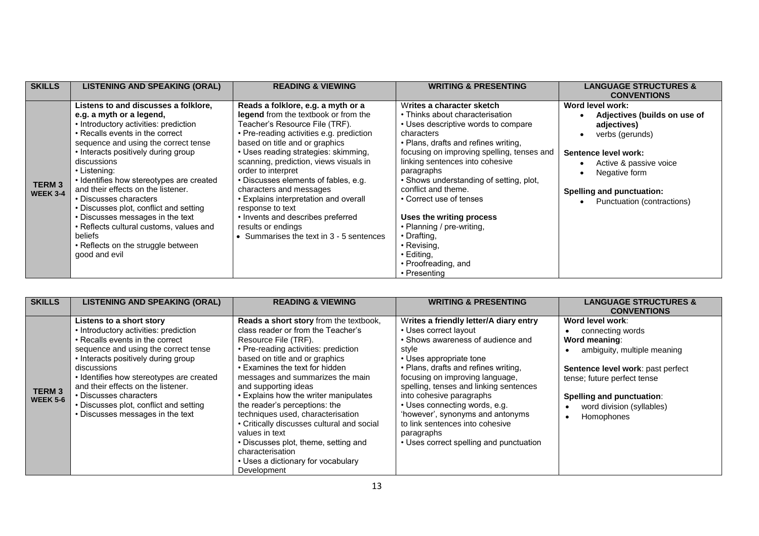| SKILLS | LISTENING AND SPEAKING (ORAL) | READING & VIEWING | WRITING & PRESENTING | LANGUAGE STRUCTURES & CONVENTIONS |
| --- | --- | --- | --- | --- |
| **TERM 3 WEEK 3-4** | **Listens to and discusses a folklore, e.g. a myth or a legend,**<br>• Introductory activities: prediction<br>• Recalls events in the correct sequence and using the correct tense<br>• Interacts positively during group discussions<br>• Listening:<br>• Identifies how stereotypes are created and their effects on the listener.<br>• Discusses characters<br>• Discusses plot, conflict and setting<br>• Discusses messages in the text<br>• Reflects cultural customs, values and beliefs<br>• Reflects on the struggle between good and evil | **Reads a folklore, e.g. a myth or a legend** from the textbook or from the Teacher's Resource File (TRF).<br>• Pre-reading activities e.g. prediction based on title and or graphics<br>• Uses reading strategies: skimming, scanning, prediction, views visuals in order to interpret<br>• Discusses elements of fables, e.g. characters and messages<br>• Explains interpretation and overall response to text<br>• Invents and describes preferred results or endings<br>• Summarises the text in 3 - 5 sentences | **Writes a character sketch**<br>• Thinks about characterisation<br>• Uses descriptive words to compare characters<br>• Plans, drafts and refines writing, focusing on improving spelling, tenses and linking sentences into cohesive paragraphs<br>• Shows understanding of setting, plot, conflict and theme.<br>• Correct use of tenses<br><br>**Uses the writing process**<br>• Planning / pre-writing,<br>• Drafting,<br>• Revising,<br>• Editing,<br>• Proofreading, and<br>• Presenting | **Word level work:**<br>• **Adjectives (builds on use of adjectives)**<br>• verbs (gerunds)<br><br>**Sentence level work:**<br>• Active & passive voice<br>• Negative form<br><br>**Spelling and punctuation:**<br>• Punctuation (contractions) |

| SKILLS | LISTENING AND SPEAKING (ORAL) | READING & VIEWING | WRITING & PRESENTING | LANGUAGE STRUCTURES & CONVENTIONS |
| --- | --- | --- | --- | --- |
| **TERM 3 WEEK 5-6** | **Listens to a short story**<br>• Introductory activities: prediction<br>• Recalls events in the correct sequence and using the correct tense<br>• Interacts positively during group discussions<br>• Identifies how stereotypes are created and their effects on the listener.<br>• Discusses characters<br>• Discusses plot, conflict and setting<br>• Discusses messages in the text | **Reads a short story** from the textbook, class reader or from the Teacher's Resource File (TRF).<br>• Pre-reading activities: prediction based on title and or graphics<br>• Examines the text for hidden messages and summarizes the main and supporting ideas<br>• Explains how the writer manipulates the reader's perceptions: the techniques used, characterisation<br>• Critically discusses cultural and social values in text<br>• Discusses plot, theme, setting and characterisation<br>• Uses a dictionary for vocabulary Development | **Writes a friendly letter/A diary entry**<br>• Uses correct layout<br>• Shows awareness of audience and style<br>• Uses appropriate tone<br>• Plans, drafts and refines writing, focusing on improving language, spelling, tenses and linking sentences into cohesive paragraphs<br>• Uses connecting words, e.g. 'however', synonyms and antonyms to link sentences into cohesive paragraphs<br>• Uses correct spelling and punctuation | **Word level work**:<br>• connecting words<br>**Word meaning**:<br>• ambiguity, multiple meaning<br><br>**Sentence level work**: past perfect tense; future perfect tense<br><br>**Spelling and punctuation**:<br>• word division (syllables)<br>• Homophones |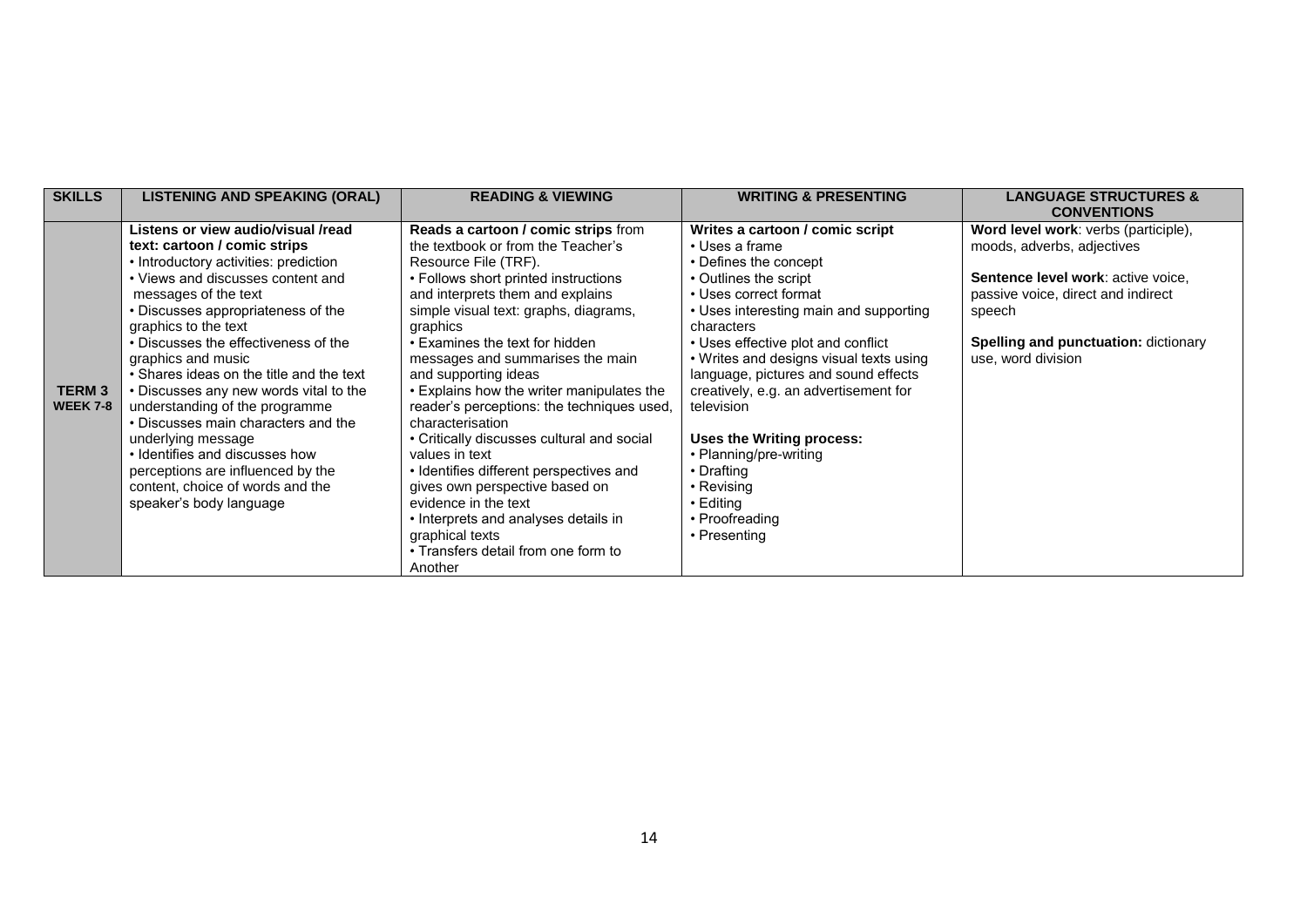| SKILLS | LISTENING AND SPEAKING (ORAL) | READING & VIEWING | WRITING & PRESENTING | LANGUAGE STRUCTURES & CONVENTIONS |
|---|---|---|---|---|
| **TERM 3 WEEK 7-8** | **Listens or view audio/visual /read text: cartoon / comic strips**<br>• Introductory activities: prediction<br>• Views and discusses content and messages of the text<br>• Discusses appropriateness of the graphics to the text<br>• Discusses the effectiveness of the graphics and music<br>• Shares ideas on the title and the text<br>• Discusses any new words vital to the understanding of the programme<br>• Discusses main characters and the underlying message<br>• Identifies and discusses how perceptions are influenced by the content, choice of words and the speaker's body language | **Reads a cartoon / comic strips** from the textbook or from the Teacher's Resource File (TRF).<br>• Follows short printed instructions and interprets them and explains simple visual text: graphs, diagrams, graphics<br>• Examines the text for hidden messages and summarises the main and supporting ideas<br>• Explains how the writer manipulates the reader's perceptions: the techniques used, characterisation<br>• Critically discusses cultural and social values in text<br>• Identifies different perspectives and gives own perspective based on evidence in the text<br>• Interprets and analyses details in graphical texts<br>• Transfers detail from one form to Another | **Writes a cartoon / comic script**<br>• Uses a frame<br>• Defines the concept<br>• Outlines the script<br>• Uses correct format<br>• Uses interesting main and supporting characters<br>• Uses effective plot and conflict<br>• Writes and designs visual texts using language, pictures and sound effects creatively, e.g. an advertisement for television<br><br>**Uses the Writing process:**<br>• Planning/pre-writing<br>• Drafting<br>• Revising<br>• Editing<br>• Proofreading<br>• Presenting | **Word level work**: verbs (participle), moods, adverbs, adjectives<br><br>**Sentence level work**: active voice, passive voice, direct and indirect speech<br><br>**Spelling and punctuation:** dictionary use, word division |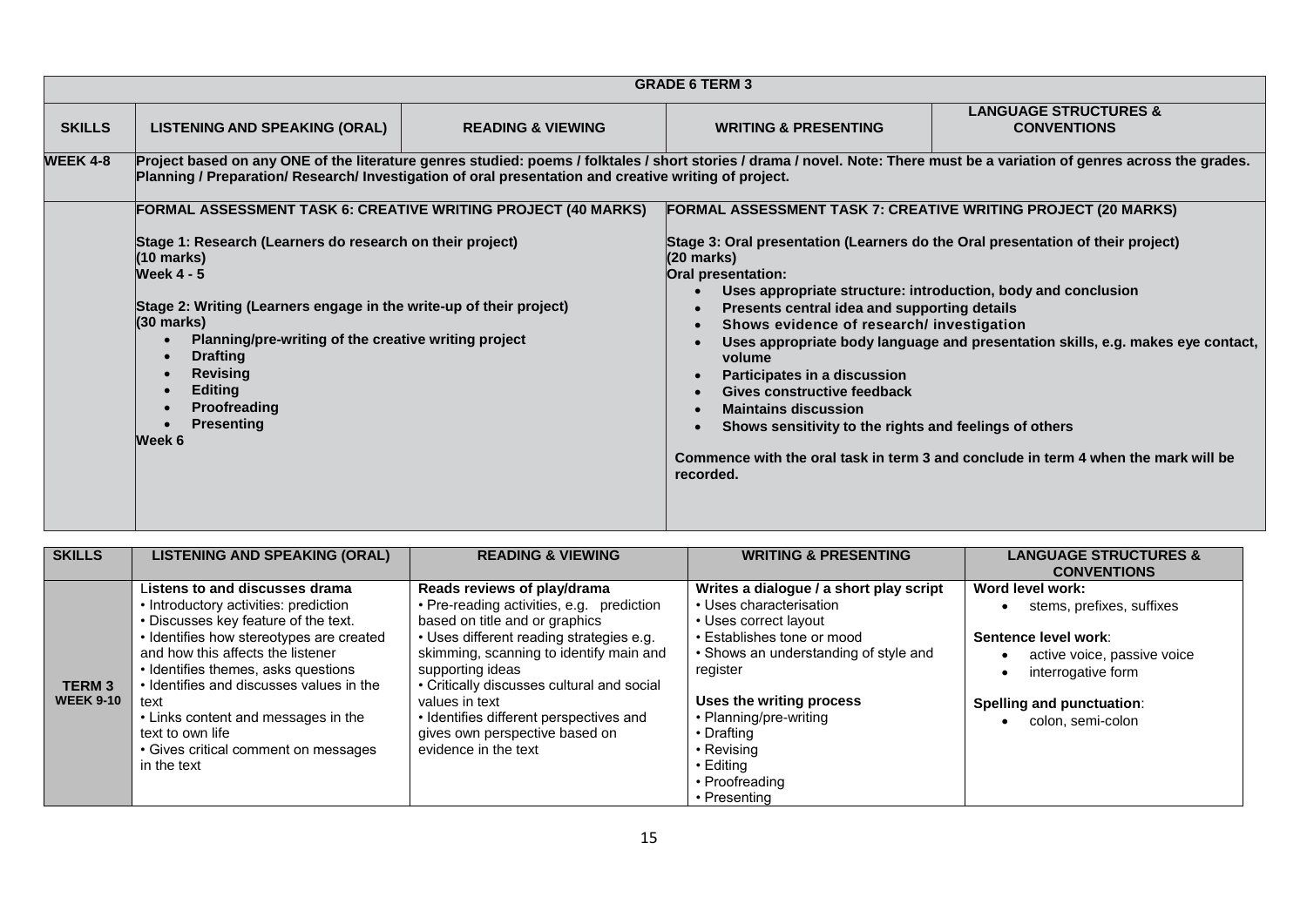| | | | | |
|---|---|---|---|---|
| **GRADE 6 TERM 3** | | | | |
| **SKILLS** | **LISTENING AND SPEAKING (ORAL)** | **READING & VIEWING** | **WRITING & PRESENTING** | **LANGUAGE STRUCTURES & CONVENTIONS** |
| **WEEK 4-8** | **Project based on any ONE of the literature genres studied: poems / folktales / short stories / drama / novel. Note: There must be a variation of genres across the grades. Planning / Preparation/ Research/ Investigation of oral presentation and creative writing of project.** | | | |
| | **FORMAL ASSESSMENT TASK 6: CREATIVE WRITING PROJECT (40 MARKS)**<br><br>**Stage 1: Research (Learners do research on their project)**<br>**(10 marks)**<br>**Week 4 - 5**<br><br>**Stage 2: Writing (Learners engage in the write-up of their project)**<br>**(30 marks)**<br>• **Planning/pre-writing of the creative writing project**<br>• **Drafting**<br>• **Revising**<br>• **Editing**<br>• **Proofreading**<br>• **Presenting**<br>**Week 6** | | **FORMAL ASSESSMENT TASK 7: CREATIVE WRITING PROJECT (20 MARKS)**<br><br>**Stage 3: Oral presentation (Learners do the Oral presentation of their project)**<br>**(20 marks)**<br>**Oral presentation:**<br>• **Uses appropriate structure: introduction, body and conclusion**<br>• **Presents central idea and supporting details**<br>• **Shows evidence of research/ investigation**<br>• **Uses appropriate body language and presentation skills, e.g. makes eye contact, volume**<br>• **Participates in a discussion**<br>• **Gives constructive feedback**<br>• **Maintains discussion**<br>• **Shows sensitivity to the rights and feelings of others**<br><br>**Commence with the oral task in term 3 and conclude in term 4 when the mark will be recorded.** | |

| **SKILLS** | **LISTENING AND SPEAKING (ORAL)** | **READING & VIEWING** | **WRITING & PRESENTING** | **LANGUAGE STRUCTURES & CONVENTIONS** |
|---|---|---|---|---|
| **TERM 3 WEEK 9-10** | **Listens to and discusses drama**<br>• Introductory activities: prediction<br>• Discusses key feature of the text.<br>• Identifies how stereotypes are created and how this affects the listener<br>• Identifies themes, asks questions<br>• Identifies and discusses values in the text<br>• Links content and messages in the text to own life<br>• Gives critical comment on messages in the text | **Reads reviews of play/drama**<br>• Pre-reading activities, e.g. prediction based on title and or graphics<br>• Uses different reading strategies e.g. skimming, scanning to identify main and supporting ideas<br>• Critically discusses cultural and social values in text<br>• Identifies different perspectives and gives own perspective based on evidence in the text | **Writes a dialogue / a short play script**<br>• Uses characterisation<br>• Uses correct layout<br>• Establishes tone or mood<br>• Shows an understanding of style and register<br><br>**Uses the writing process**<br>• Planning/pre-writing<br>• Drafting<br>• Revising<br>• Editing<br>• Proofreading<br>• Presenting | **Word level work:**<br>• stems, prefixes, suffixes<br><br>**Sentence level work**:<br>• active voice, passive voice<br>• interrogative form<br><br>**Spelling and punctuation**:<br>• colon, semi-colon |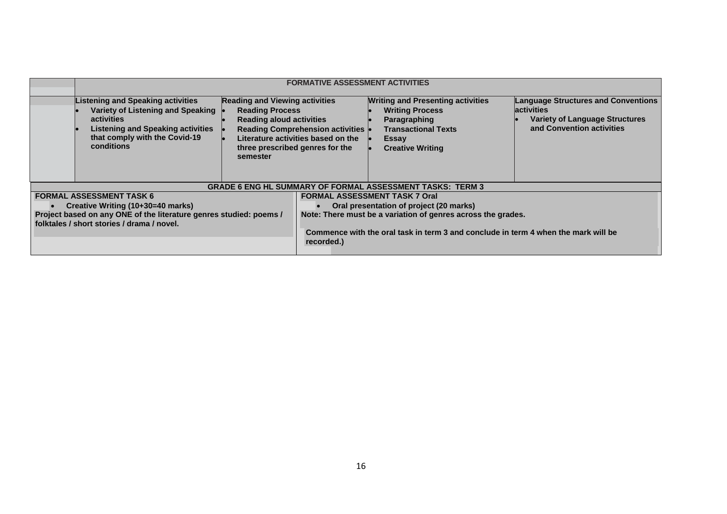| | FORMATIVE ASSESSMENT ACTIVITIES | | | |
|---|---|---|---|---|
| | **Listening and Speaking activities**<br>• **Variety of Listening and Speaking activities**<br>• **Listening and Speaking activities that comply with the Covid-19 conditions** | **Reading and Viewing activities**<br>• **Reading Process**<br>• **Reading aloud activities**<br>• **Reading Comprehension activities**<br>• **Literature activities based on the three prescribed genres for the semester** | **Writing and Presenting activities**<br>• **Writing Process**<br>• **Paragraphing**<br>• **Transactional Texts**<br>• **Essay**<br>• **Creative Writing** | **Language Structures and Conventions activities**<br>• **Variety of Language Structures and Convention activities** |

| GRADE 6 ENG HL SUMMARY OF FORMAL ASSESSMENT TASKS: TERM 3 | |
|---|---|
| **FORMAL ASSESSMENT TASK 6**<br>• **Creative Writing (10+30=40 marks)**<br>**Project based on any ONE of the literature genres studied: poems / folktales / short stories / drama / novel.** | **FORMAL ASSESSMENT TASK 7 Oral**<br>• **Oral presentation of project (20 marks)**<br>**Note: There must be a variation of genres across the grades.**<br><br>**Commence with the oral task in term 3 and conclude in term 4 when the mark will be recorded.)** |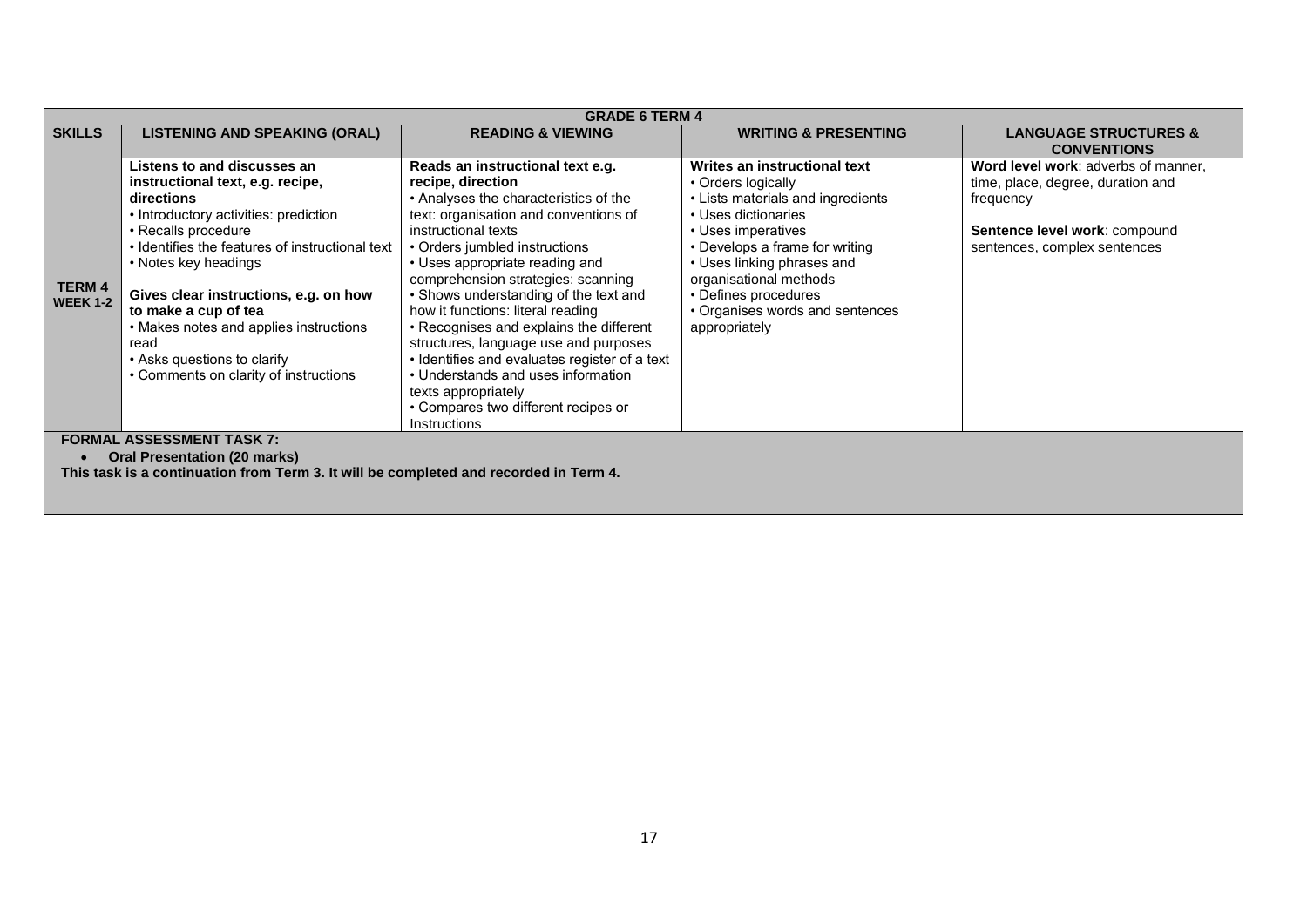| GRADE 6 TERM 4 | | | | |
|---|---|---|---|---|
| **SKILLS** | **LISTENING AND SPEAKING (ORAL)** | **READING & VIEWING** | **WRITING & PRESENTING** | **LANGUAGE STRUCTURES & CONVENTIONS** |
| **TERM 4 WEEK 1-2** | **Listens to and discusses an instructional text, e.g. recipe, directions**<br>• Introductory activities: prediction<br>• Recalls procedure<br>• Identifies the features of instructional text<br>• Notes key headings<br><br>**Gives clear instructions, e.g. on how to make a cup of tea**<br>• Makes notes and applies instructions read<br>• Asks questions to clarify<br>• Comments on clarity of instructions | **Reads an instructional text e.g. recipe, direction**<br>• Analyses the characteristics of the text: organisation and conventions of instructional texts<br>• Orders jumbled instructions<br>• Uses appropriate reading and comprehension strategies: scanning<br>• Shows understanding of the text and how it functions: literal reading<br>• Recognises and explains the different structures, language use and purposes<br>• Identifies and evaluates register of a text<br>• Understands and uses information texts appropriately<br>• Compares two different recipes or Instructions | **Writes an instructional text**<br>• Orders logically<br>• Lists materials and ingredients<br>• Uses dictionaries<br>• Uses imperatives<br>• Develops a frame for writing<br>• Uses linking phrases and organisational methods<br>• Defines procedures<br>• Organises words and sentences appropriately | **Word level work**: adverbs of manner, time, place, degree, duration and frequency<br><br>**Sentence level work**: compound sentences, complex sentences |
| **FORMAL ASSESSMENT TASK 7:**<br>• **Oral Presentation (20 marks)**<br>**This task is a continuation from Term 3. It will be completed and recorded in Term 4.** | | | | |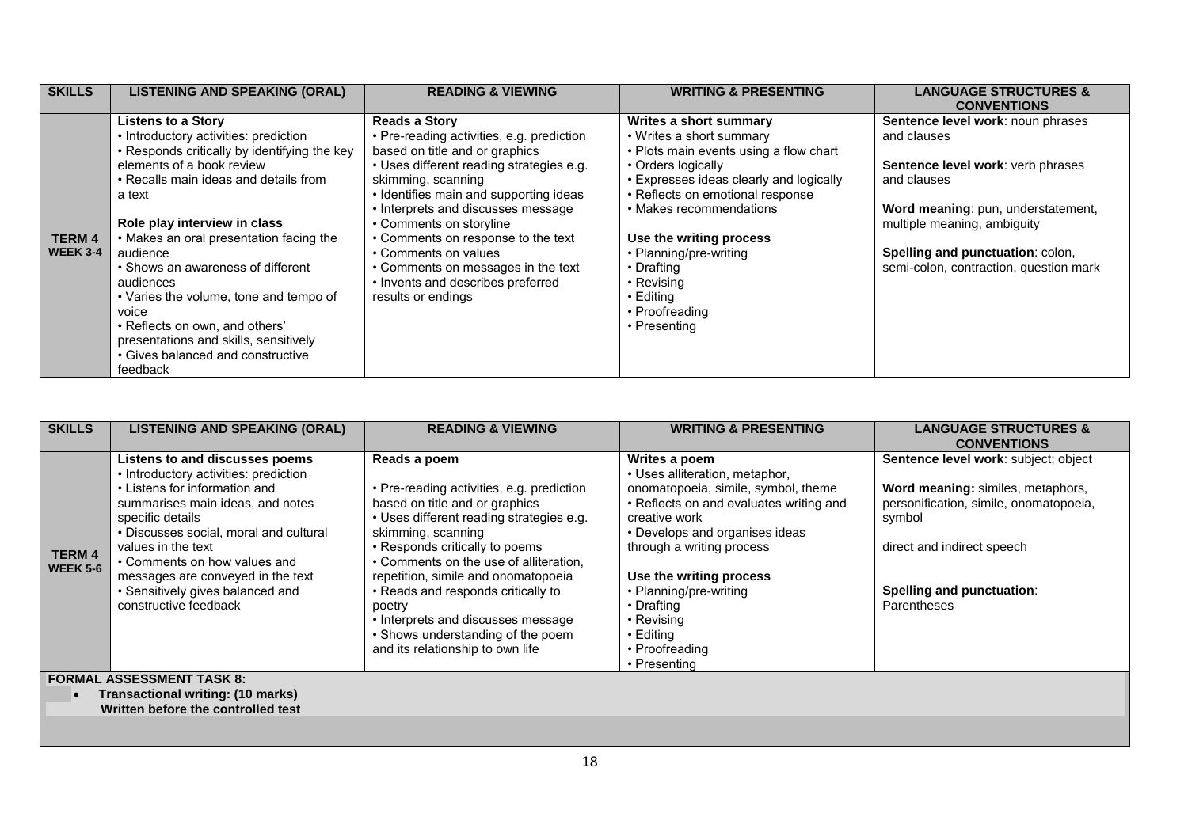| SKILLS | LISTENING AND SPEAKING (ORAL) | READING & VIEWING | WRITING & PRESENTING | LANGUAGE STRUCTURES & CONVENTIONS |
|---|---|---|---|---|
| **TERM 4 WEEK 3-4** | **Listens to a Story**<br>• Introductory activities: prediction<br>• Responds critically by identifying the key elements of a book review<br>• Recalls main ideas and details from a text<br><br>**Role play interview in class**<br>• Makes an oral presentation facing the audience<br>• Shows an awareness of different audiences<br>• Varies the volume, tone and tempo of voice<br>• Reflects on own, and others' presentations and skills, sensitively<br>• Gives balanced and constructive feedback | **Reads a Story**<br>• Pre-reading activities, e.g. prediction based on title and or graphics<br>• Uses different reading strategies e.g. skimming, scanning<br>• Identifies main and supporting ideas<br>• Interprets and discusses message<br>• Comments on storyline<br>• Comments on response to the text<br>• Comments on values<br>• Comments on messages in the text<br>• Invents and describes preferred results or endings | **Writes a short summary**<br>• Writes a short summary<br>• Plots main events using a flow chart<br>• Orders logically<br>• Expresses ideas clearly and logically<br>• Reflects on emotional response<br>• Makes recommendations<br><br>**Use the writing process**<br>• Planning/pre-writing<br>• Drafting<br>• Revising<br>• Editing<br>• Proofreading<br>• Presenting | **Sentence level work**: noun phrases and clauses<br><br>**Sentence level work**: verb phrases and clauses<br><br>**Word meaning**: pun, understatement, multiple meaning, ambiguity<br><br>**Spelling and punctuation**: colon, semi-colon, contraction, question mark |

| SKILLS | LISTENING AND SPEAKING (ORAL) | READING & VIEWING | WRITING & PRESENTING | LANGUAGE STRUCTURES & CONVENTIONS |
|---|---|---|---|---|
| **TERM 4 WEEK 5-6** | **Listens to and discusses poems**<br>• Introductory activities: prediction<br>• Listens for information and summarises main ideas, and notes specific details<br>• Discusses social, moral and cultural values in the text<br>• Comments on how values and messages are conveyed in the text<br>• Sensitively gives balanced and constructive feedback | **Reads a poem**<br><br>• Pre-reading activities, e.g. prediction based on title and or graphics<br>• Uses different reading strategies e.g. skimming, scanning<br>• Responds critically to poems<br>• Comments on the use of alliteration, repetition, simile and onomatopoeia<br>• Reads and responds critically to poetry<br>• Interprets and discusses message<br>• Shows understanding of the poem and its relationship to own life | **Writes a poem**<br>• Uses alliteration, metaphor, onomatopoeia, simile, symbol, theme<br>• Reflects on and evaluates writing and creative work<br>• Develops and organises ideas through a writing process<br><br>**Use the writing process**<br>• Planning/pre-writing<br>• Drafting<br>• Revising<br>• Editing<br>• Proofreading<br>• Presenting | **Sentence level work**: subject; object<br><br>**Word meaning:** similes, metaphors, personification, simile, onomatopoeia, symbol<br><br>direct and indirect speech<br><br>**Spelling and punctuation**: Parentheses |

**FORMAL ASSESSMENT TASK 8:**

- **Transactional writing: (10 marks)**
  **Written before the controlled test**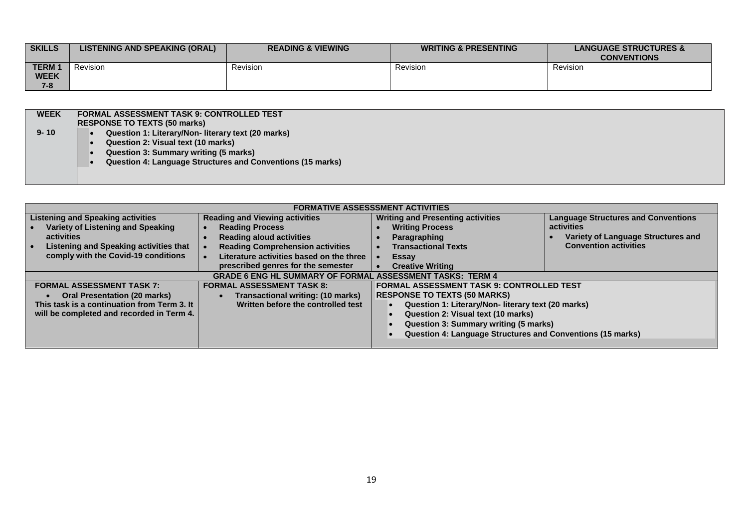| SKILLS | LISTENING AND SPEAKING (ORAL) | READING & VIEWING | WRITING & PRESENTING | LANGUAGE STRUCTURES & CONVENTIONS |
|---|---|---|---|---|
| TERM 1 WEEK 7-8 | Revision | Revision | Revision | Revision |

| WEEK | FORMAL ASSESSMENT TASK 9: CONTROLLED TEST RESPONSE TO TEXTS (50 marks) |
|---|---|
| 9- 10 | • Question 1: Literary/Non- literary text (20 marks)<br>• Question 2: Visual text (10 marks)<br>• Question 3: Summary writing (5 marks)<br>• Question 4: Language Structures and Conventions (15 marks) |

| FORMATIVE ASSESSSMENT ACTIVITIES | | | |
|---|---|---|---|
| **Listening and Speaking activities**<br>• Variety of Listening and Speaking activities<br>• Listening and Speaking activities that comply with the Covid-19 conditions | **Reading and Viewing activities**<br>• Reading Process<br>• Reading aloud activities<br>• Reading Comprehension activities<br>• Literature activities based on the three prescribed genres for the semester | **Writing and Presenting activities**<br>• Writing Process<br>• Paragraphing<br>• Transactional Texts<br>• Essay<br>• Creative Writing | **Language Structures and Conventions activities**<br>• Variety of Language Structures and Convention activities |
| **GRADE 6 ENG HL SUMMARY OF FORMAL ASSESSMENT TASKS: TERM 4** | | | |
| **FORMAL ASSESSMENT TASK 7:**<br>• Oral Presentation (20 marks)<br>This task is a continuation from Term 3. It will be completed and recorded in Term 4. | **FORMAL ASSESSMENT TASK 8:**<br>• Transactional writing: (10 marks) Written before the controlled test | **FORMAL ASSESSMENT TASK 9: CONTROLLED TEST RESPONSE TO TEXTS (50 MARKS)**<br>• Question 1: Literary/Non- literary text (20 marks)<br>• Question 2: Visual text (10 marks)<br>• Question 3: Summary writing (5 marks)<br>• Question 4: Language Structures and Conventions (15 marks) | |